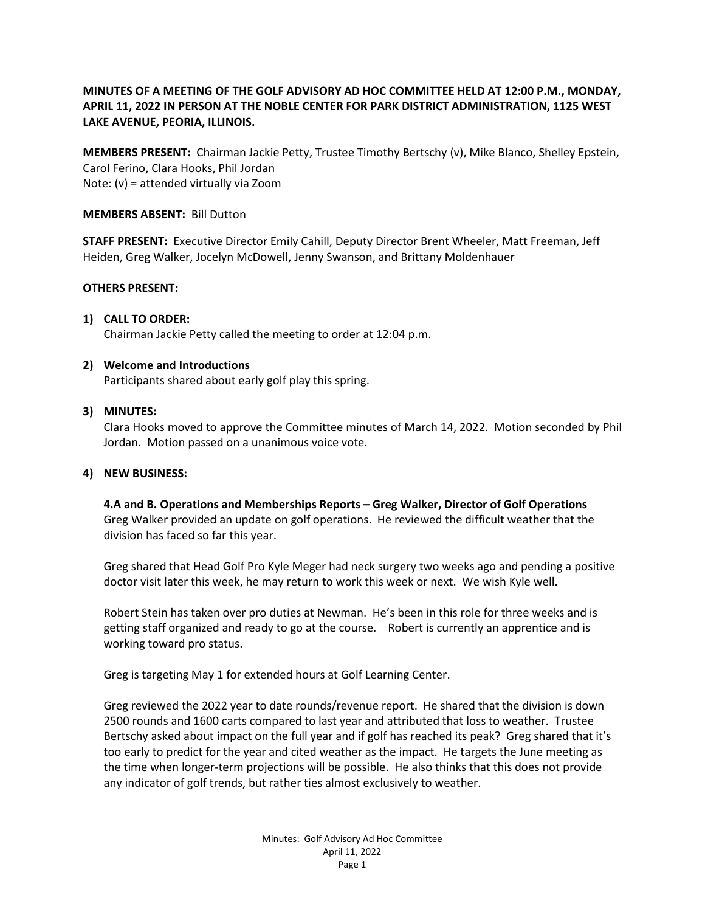**MINUTES OF A MEETING OF THE GOLF ADVISORY AD HOC COMMITTEE HELD AT 12:00 P.M., MONDAY, APRIL 11, 2022 IN PERSON AT THE NOBLE CENTER FOR PARK DISTRICT ADMINISTRATION, 1125 WEST LAKE AVENUE, PEORIA, ILLINOIS.**

**MEMBERS PRESENT:** Chairman Jackie Petty, Trustee Timothy Bertschy (v), Mike Blanco, Shelley Epstein, Carol Ferino, Clara Hooks, Phil Jordan
Note: (v) = attended virtually via Zoom

**MEMBERS ABSENT:** Bill Dutton

**STAFF PRESENT:** Executive Director Emily Cahill, Deputy Director Brent Wheeler, Matt Freeman, Jeff Heiden, Greg Walker, Jocelyn McDowell, Jenny Swanson, and Brittany Moldenhauer

**OTHERS PRESENT:**

1) **CALL TO ORDER:**
   Chairman Jackie Petty called the meeting to order at 12:04 p.m.

2) **Welcome and Introductions**
   Participants shared about early golf play this spring.

3) **MINUTES:**
   Clara Hooks moved to approve the Committee minutes of March 14, 2022. Motion seconded by Phil Jordan. Motion passed on a unanimous voice vote.

4) **NEW BUSINESS:**

   **4.A and B. Operations and Memberships Reports – Greg Walker, Director of Golf Operations**
   Greg Walker provided an update on golf operations. He reviewed the difficult weather that the division has faced so far this year.

   Greg shared that Head Golf Pro Kyle Meger had neck surgery two weeks ago and pending a positive doctor visit later this week, he may return to work this week or next. We wish Kyle well.

   Robert Stein has taken over pro duties at Newman. He's been in this role for three weeks and is getting staff organized and ready to go at the course. Robert is currently an apprentice and is working toward pro status.

   Greg is targeting May 1 for extended hours at Golf Learning Center.

   Greg reviewed the 2022 year to date rounds/revenue report. He shared that the division is down 2500 rounds and 1600 carts compared to last year and attributed that loss to weather. Trustee Bertschy asked about impact on the full year and if golf has reached its peak? Greg shared that it's too early to predict for the year and cited weather as the impact. He targets the June meeting as the time when longer-term projections will be possible. He also thinks that this does not provide any indicator of golf trends, but rather ties almost exclusively to weather.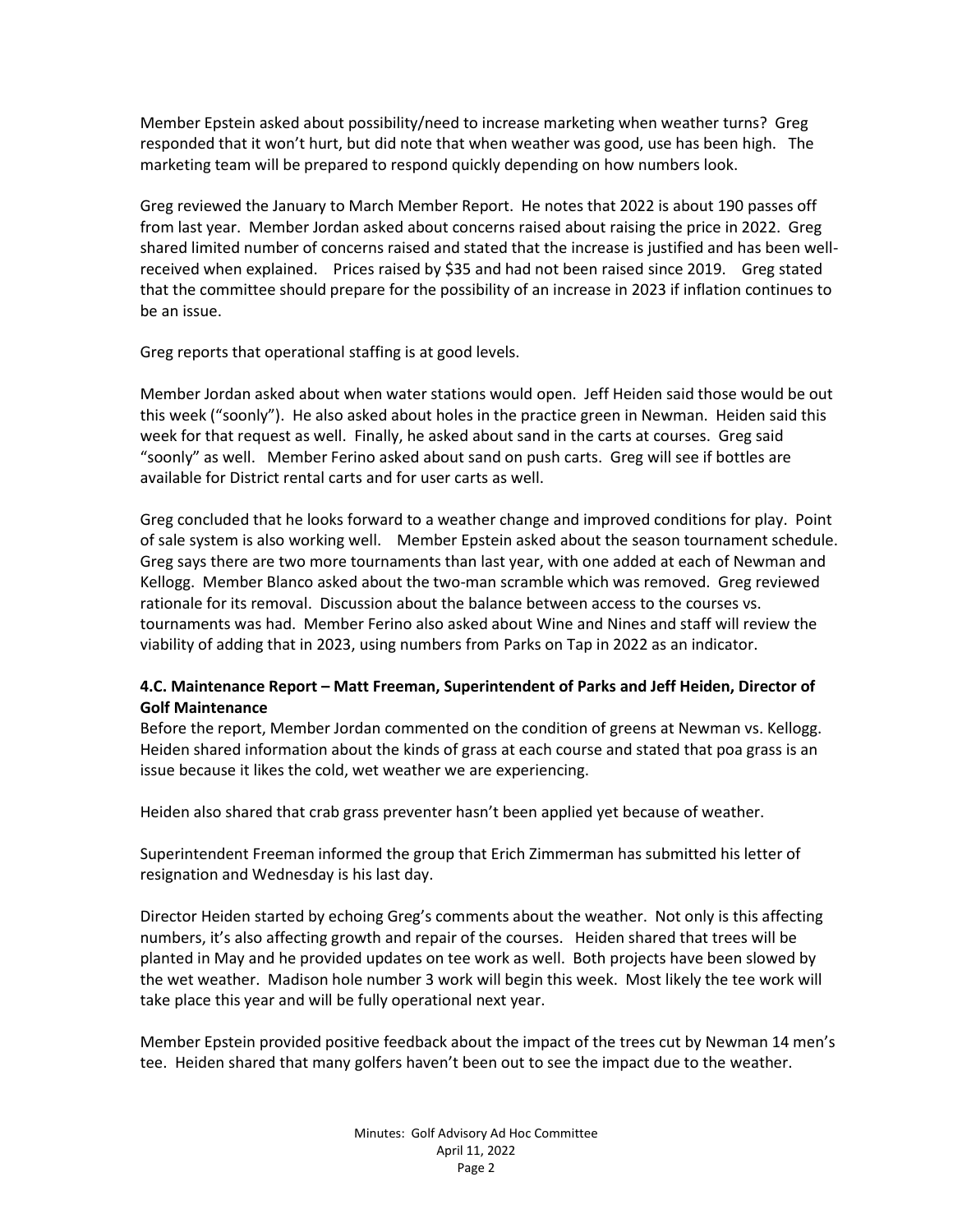Member Epstein asked about possibility/need to increase marketing when weather turns? Greg responded that it won't hurt, but did note that when weather was good, use has been high. The marketing team will be prepared to respond quickly depending on how numbers look.

Greg reviewed the January to March Member Report. He notes that 2022 is about 190 passes off from last year. Member Jordan asked about concerns raised about raising the price in 2022. Greg shared limited number of concerns raised and stated that the increase is justified and has been well-received when explained. Prices raised by $35 and had not been raised since 2019. Greg stated that the committee should prepare for the possibility of an increase in 2023 if inflation continues to be an issue.

Greg reports that operational staffing is at good levels.

Member Jordan asked about when water stations would open. Jeff Heiden said those would be out this week ("soonly"). He also asked about holes in the practice green in Newman. Heiden said this week for that request as well. Finally, he asked about sand in the carts at courses. Greg said "soonly" as well. Member Ferino asked about sand on push carts. Greg will see if bottles are available for District rental carts and for user carts as well.

Greg concluded that he looks forward to a weather change and improved conditions for play. Point of sale system is also working well. Member Epstein asked about the season tournament schedule. Greg says there are two more tournaments than last year, with one added at each of Newman and Kellogg. Member Blanco asked about the two-man scramble which was removed. Greg reviewed rationale for its removal. Discussion about the balance between access to the courses vs. tournaments was had. Member Ferino also asked about Wine and Nines and staff will review the viability of adding that in 2023, using numbers from Parks on Tap in 2022 as an indicator.

**4.C. Maintenance Report – Matt Freeman, Superintendent of Parks and Jeff Heiden, Director of Golf Maintenance**

Before the report, Member Jordan commented on the condition of greens at Newman vs. Kellogg. Heiden shared information about the kinds of grass at each course and stated that poa grass is an issue because it likes the cold, wet weather we are experiencing.

Heiden also shared that crab grass preventer hasn't been applied yet because of weather.

Superintendent Freeman informed the group that Erich Zimmerman has submitted his letter of resignation and Wednesday is his last day.

Director Heiden started by echoing Greg's comments about the weather. Not only is this affecting numbers, it's also affecting growth and repair of the courses. Heiden shared that trees will be planted in May and he provided updates on tee work as well. Both projects have been slowed by the wet weather. Madison hole number 3 work will begin this week. Most likely the tee work will take place this year and will be fully operational next year.

Member Epstein provided positive feedback about the impact of the trees cut by Newman 14 men's tee. Heiden shared that many golfers haven't been out to see the impact due to the weather.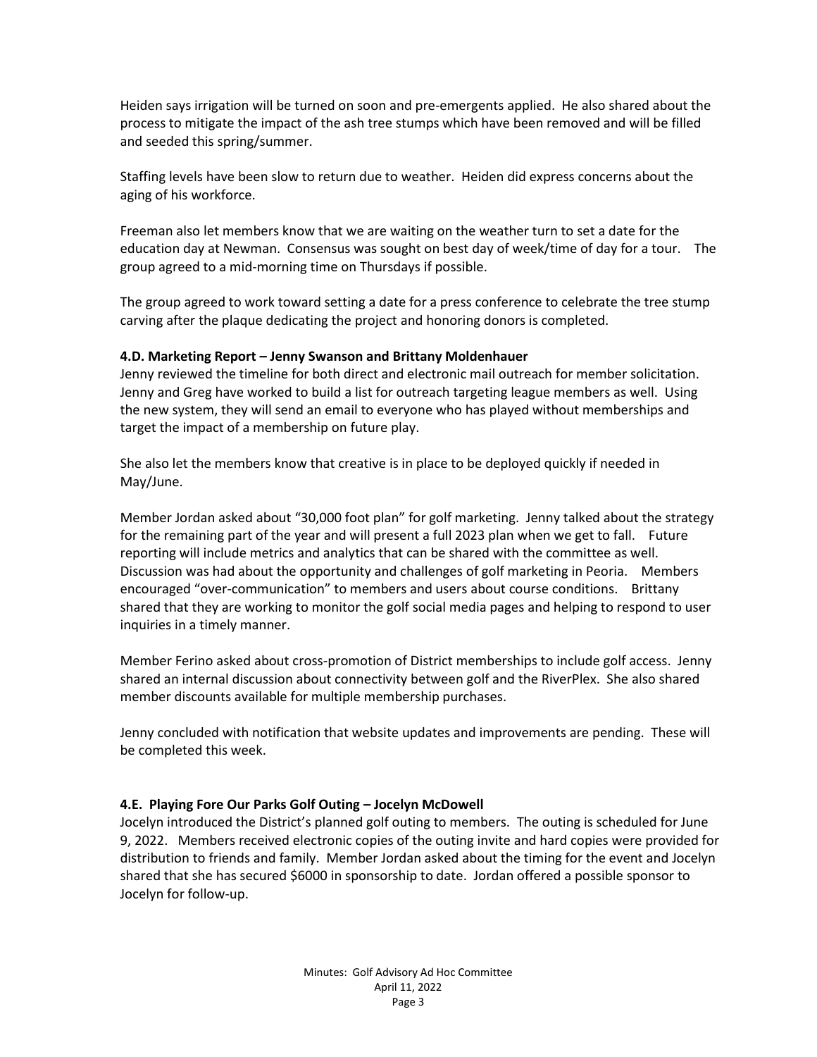Heiden says irrigation will be turned on soon and pre-emergents applied. He also shared about the process to mitigate the impact of the ash tree stumps which have been removed and will be filled and seeded this spring/summer.

Staffing levels have been slow to return due to weather. Heiden did express concerns about the aging of his workforce.

Freeman also let members know that we are waiting on the weather turn to set a date for the education day at Newman. Consensus was sought on best day of week/time of day for a tour. The group agreed to a mid-morning time on Thursdays if possible.

The group agreed to work toward setting a date for a press conference to celebrate the tree stump carving after the plaque dedicating the project and honoring donors is completed.

**4.D. Marketing Report – Jenny Swanson and Brittany Moldenhauer**

Jenny reviewed the timeline for both direct and electronic mail outreach for member solicitation. Jenny and Greg have worked to build a list for outreach targeting league members as well. Using the new system, they will send an email to everyone who has played without memberships and target the impact of a membership on future play.

She also let the members know that creative is in place to be deployed quickly if needed in May/June.

Member Jordan asked about "30,000 foot plan" for golf marketing. Jenny talked about the strategy for the remaining part of the year and will present a full 2023 plan when we get to fall. Future reporting will include metrics and analytics that can be shared with the committee as well. Discussion was had about the opportunity and challenges of golf marketing in Peoria. Members encouraged "over-communication" to members and users about course conditions. Brittany shared that they are working to monitor the golf social media pages and helping to respond to user inquiries in a timely manner.

Member Ferino asked about cross-promotion of District memberships to include golf access. Jenny shared an internal discussion about connectivity between golf and the RiverPlex. She also shared member discounts available for multiple membership purchases.

Jenny concluded with notification that website updates and improvements are pending. These will be completed this week.

**4.E. Playing Fore Our Parks Golf Outing – Jocelyn McDowell**

Jocelyn introduced the District's planned golf outing to members. The outing is scheduled for June 9, 2022. Members received electronic copies of the outing invite and hard copies were provided for distribution to friends and family. Member Jordan asked about the timing for the event and Jocelyn shared that she has secured $6000 in sponsorship to date. Jordan offered a possible sponsor to Jocelyn for follow-up.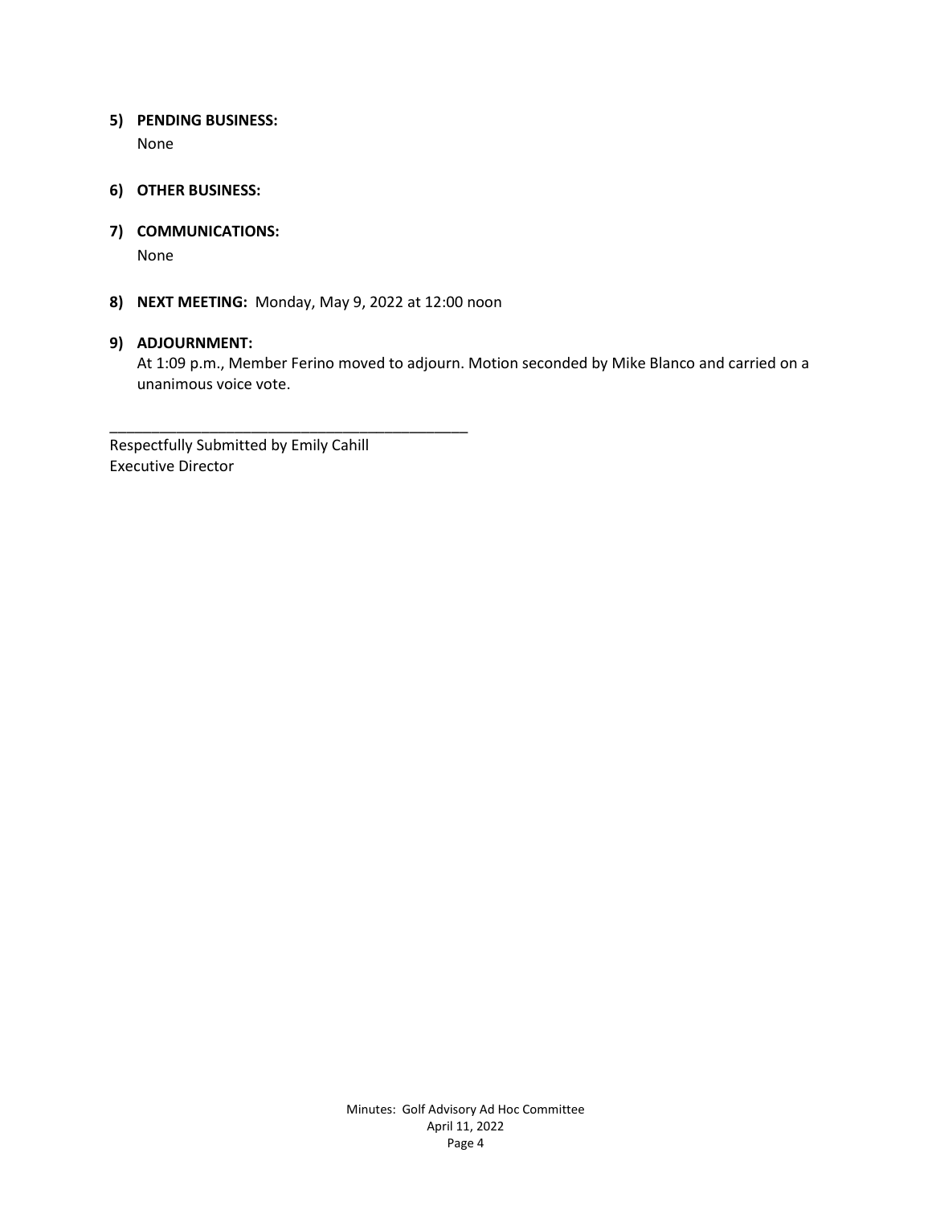**5) PENDING BUSINESS:**

None

**6) OTHER BUSINESS:**

**7) COMMUNICATIONS:**

None

**8) NEXT MEETING:** Monday, May 9, 2022 at 12:00 noon

**9) ADJOURNMENT:**

At 1:09 p.m., Member Ferino moved to adjourn. Motion seconded by Mike Blanco and carried on a unanimous voice vote.

_____________________________________________

Respectfully Submitted by Emily Cahill
Executive Director